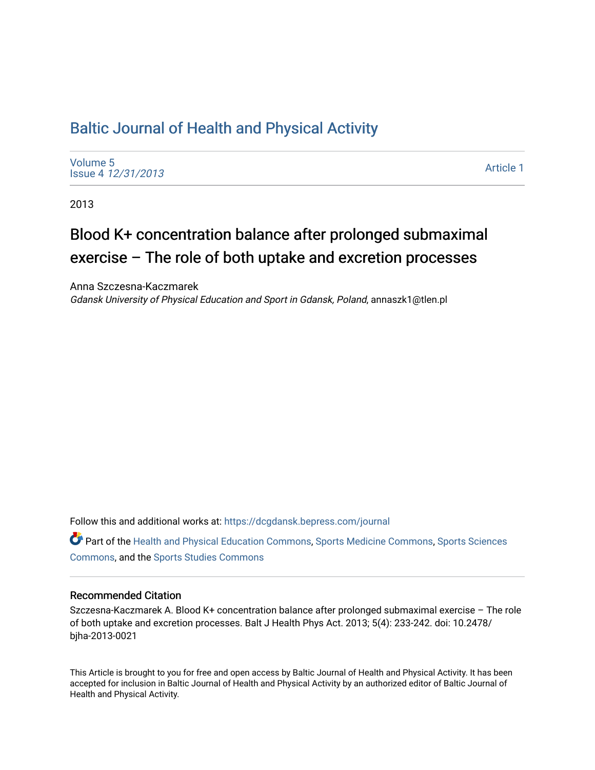# Baltic Journal of Health and Physical Activity

Volume 5
Issue 4 *12/31/2013*

Article 1

2013

## Blood K+ concentration balance after prolonged submaximal exercise – The role of both uptake and excretion processes

Anna Szczesna-Kaczmarek
*Gdansk University of Physical Education and Sport in Gdansk, Poland*, annaszk1@tlen.pl

Follow this and additional works at: https://dcgdansk.bepress.com/journal

Part of the Health and Physical Education Commons, Sports Medicine Commons, Sports Sciences Commons, and the Sports Studies Commons

### Recommended Citation

Szczesna-Kaczmarek A. Blood K+ concentration balance after prolonged submaximal exercise – The role of both uptake and excretion processes. Balt J Health Phys Act. 2013; 5(4): 233-242. doi: 10.2478/bjha-2013-0021

This Article is brought to you for free and open access by Baltic Journal of Health and Physical Activity. It has been accepted for inclusion in Baltic Journal of Health and Physical Activity by an authorized editor of Baltic Journal of Health and Physical Activity.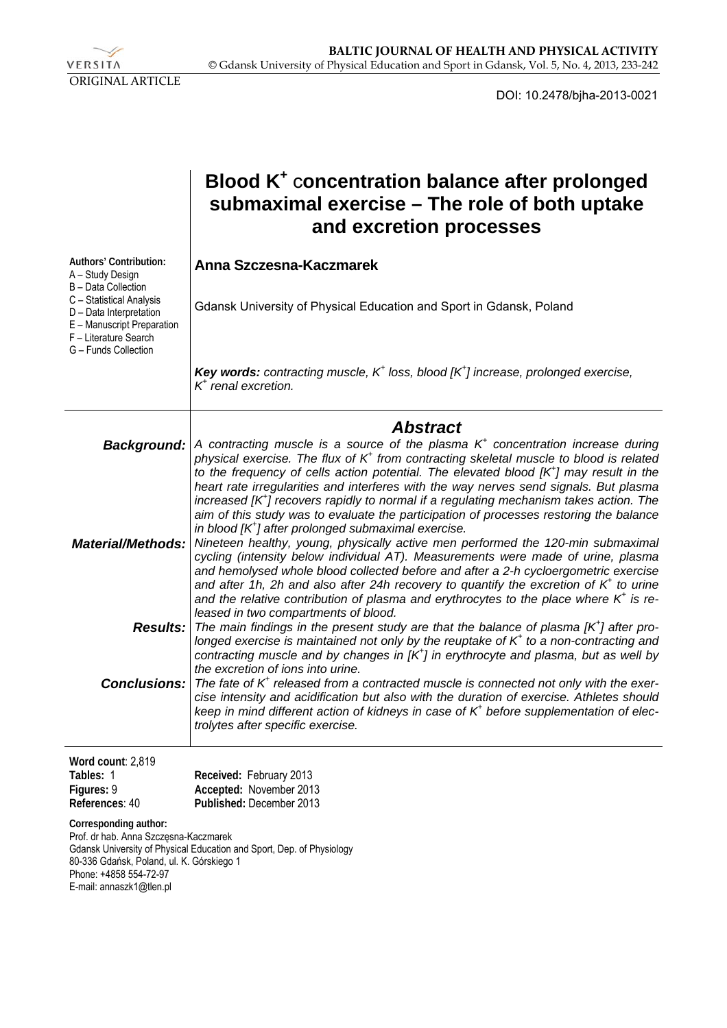VERSITA

ORIGINAL ARTICLE

DOI: 10.2478/bjha-2013-0021

# Blood $K^+$ concentration balance after prolonged submaximal exercise – The role of both uptake and excretion processes

**Authors' Contribution:**
A – Study Design
B – Data Collection
C – Statistical Analysis
D – Data Interpretation
E – Manuscript Preparation
F – Literature Search
G – Funds Collection

**Anna Szczesna-Kaczmarek**

Gdansk University of Physical Education and Sport in Gdansk, Poland

***Key words:*** *contracting muscle, $K^+$ loss, blood $[K^+]$ increase, prolonged exercise, $K^+$ renal excretion.*

## Abstract

***Background:*** *A contracting muscle is a source of the plasma $K^+$ concentration increase during physical exercise. The flux of $K^+$ from contracting skeletal muscle to blood is related to the frequency of cells action potential. The elevated blood $[K^+]$ may result in the heart rate irregularities and interferes with the way nerves send signals. But plasma increased $[K^+]$ recovers rapidly to normal if a regulating mechanism takes action. The aim of this study was to evaluate the participation of processes restoring the balance in blood $[K^+]$ after prolonged submaximal exercise.*

***Material/Methods:*** *Nineteen healthy, young, physically active men performed the 120-min submaximal cycling (intensity below individual AT). Measurements were made of urine, plasma and hemolysed whole blood collected before and after a 2-h cycloergometric exercise and after 1h, 2h and also after 24h recovery to quantify the excretion of $K^+$ to urine and the relative contribution of plasma and erythrocytes to the place where $K^+$ is released in two compartments of blood.*

***Results:*** *The main findings in the present study are that the balance of plasma $[K^+]$ after prolonged exercise is maintained not only by the reuptake of $K^+$ to a non-contracting and contracting muscle and by changes in $[K^+]$ in erythrocyte and plasma, but as well by the excretion of ions into urine.*

***Conclusions:*** *The fate of $K^+$ released from a contracted muscle is connected not only with the exercise intensity and acidification but also with the duration of exercise. Athletes should keep in mind different action of kidneys in case of $K^+$ before supplementation of electrolytes after specific exercise.*

**Word count**: 2,819
**Tables:** 1
**Figures:** 9
**References**: 40

**Received:** February 2013
**Accepted:** November 2013
**Published:** December 2013

**Corresponding author:**
Prof. dr hab. Anna Szczęsna-Kaczmarek
Gdansk University of Physical Education and Sport, Dep. of Physiology
80-336 Gdańsk, Poland, ul. K. Górskiego 1
Phone: +4858 554-72-97
E-mail: annaszk1@tlen.pl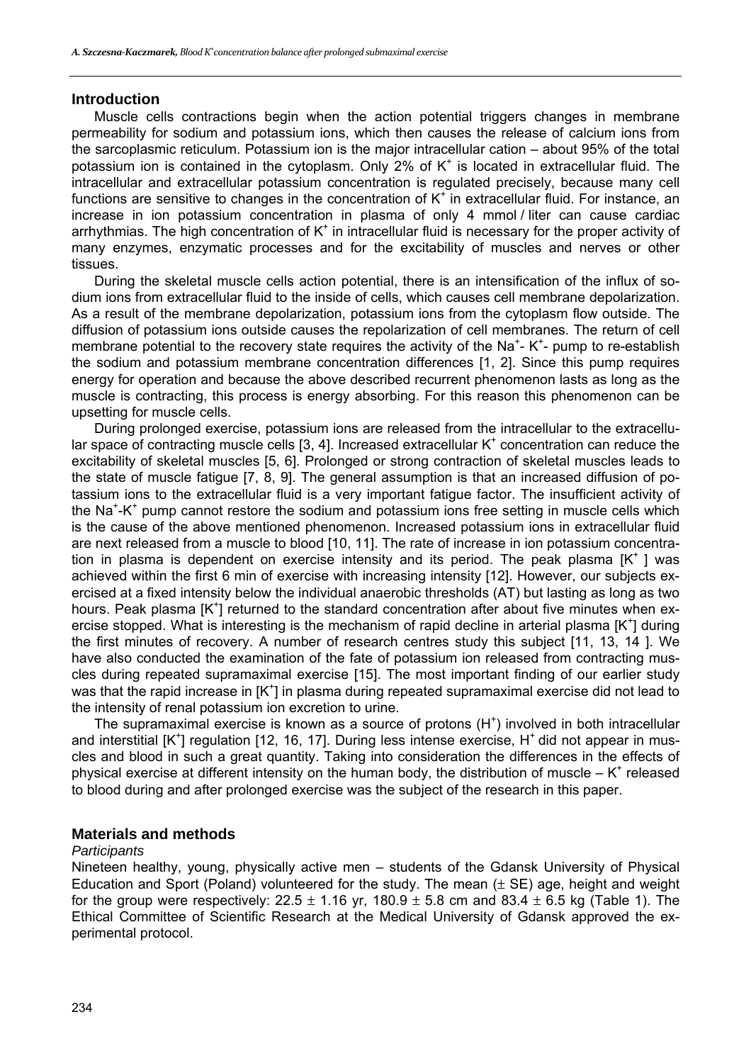## Introduction

Muscle cells contractions begin when the action potential triggers changes in membrane permeability for sodium and potassium ions, which then causes the release of calcium ions from the sarcoplasmic reticulum. Potassium ion is the major intracellular cation – about 95% of the total potassium ion is contained in the cytoplasm. Only 2% of $K^+$ is located in extracellular fluid. The intracellular and extracellular potassium concentration is regulated precisely, because many cell functions are sensitive to changes in the concentration of $K^+$ in extracellular fluid. For instance, an increase in ion potassium concentration in plasma of only 4 mmol / liter can cause cardiac arrhythmias. The high concentration of $K^+$ in intracellular fluid is necessary for the proper activity of many enzymes, enzymatic processes and for the excitability of muscles and nerves or other tissues.

During the skeletal muscle cells action potential, there is an intensification of the influx of sodium ions from extracellular fluid to the inside of cells, which causes cell membrane depolarization. As a result of the membrane depolarization, potassium ions from the cytoplasm flow outside. The diffusion of potassium ions outside causes the repolarization of cell membranes. The return of cell membrane potential to the recovery state requires the activity of the $Na^+$- $K^+$- pump to re-establish the sodium and potassium membrane concentration differences [1, 2]. Since this pump requires energy for operation and because the above described recurrent phenomenon lasts as long as the muscle is contracting, this process is energy absorbing. For this reason this phenomenon can be upsetting for muscle cells.

During prolonged exercise, potassium ions are released from the intracellular to the extracellular space of contracting muscle cells [3, 4]. Increased extracellular $K^+$ concentration can reduce the excitability of skeletal muscles [5, 6]. Prolonged or strong contraction of skeletal muscles leads to the state of muscle fatigue [7, 8, 9]. The general assumption is that an increased diffusion of potassium ions to the extracellular fluid is a very important fatigue factor. The insufficient activity of the $Na^+$-$K^+$ pump cannot restore the sodium and potassium ions free setting in muscle cells which is the cause of the above mentioned phenomenon. Increased potassium ions in extracellular fluid are next released from a muscle to blood [10, 11]. The rate of increase in ion potassium concentration in plasma is dependent on exercise intensity and its period. The peak plasma $[K^+]$ was achieved within the first 6 min of exercise with increasing intensity [12]. However, our subjects exercised at a fixed intensity below the individual anaerobic thresholds (AT) but lasting as long as two hours. Peak plasma $[K^+]$ returned to the standard concentration after about five minutes when exercise stopped. What is interesting is the mechanism of rapid decline in arterial plasma $[K^+]$ during the first minutes of recovery. A number of research centres study this subject [11, 13, 14 ]. We have also conducted the examination of the fate of potassium ion released from contracting muscles during repeated supramaximal exercise [15]. The most important finding of our earlier study was that the rapid increase in $[K^+]$ in plasma during repeated supramaximal exercise did not lead to the intensity of renal potassium ion excretion to urine.

The supramaximal exercise is known as a source of protons ($H^+$) involved in both intracellular and interstitial $[K^+]$ regulation [12, 16, 17]. During less intense exercise, $H^+$ did not appear in muscles and blood in such a great quantity. Taking into consideration the differences in the effects of physical exercise at different intensity on the human body, the distribution of muscle – $K^+$ released to blood during and after prolonged exercise was the subject of the research in this paper.

## Materials and methods

*Participants*

Nineteen healthy, young, physically active men – students of the Gdansk University of Physical Education and Sport (Poland) volunteered for the study. The mean ($\pm$ SE) age, height and weight for the group were respectively: $22.5 \pm 1.16$ yr, $180.9 \pm 5.8$ cm and $83.4 \pm 6.5$ kg (Table 1). The Ethical Committee of Scientific Research at the Medical University of Gdansk approved the experimental protocol.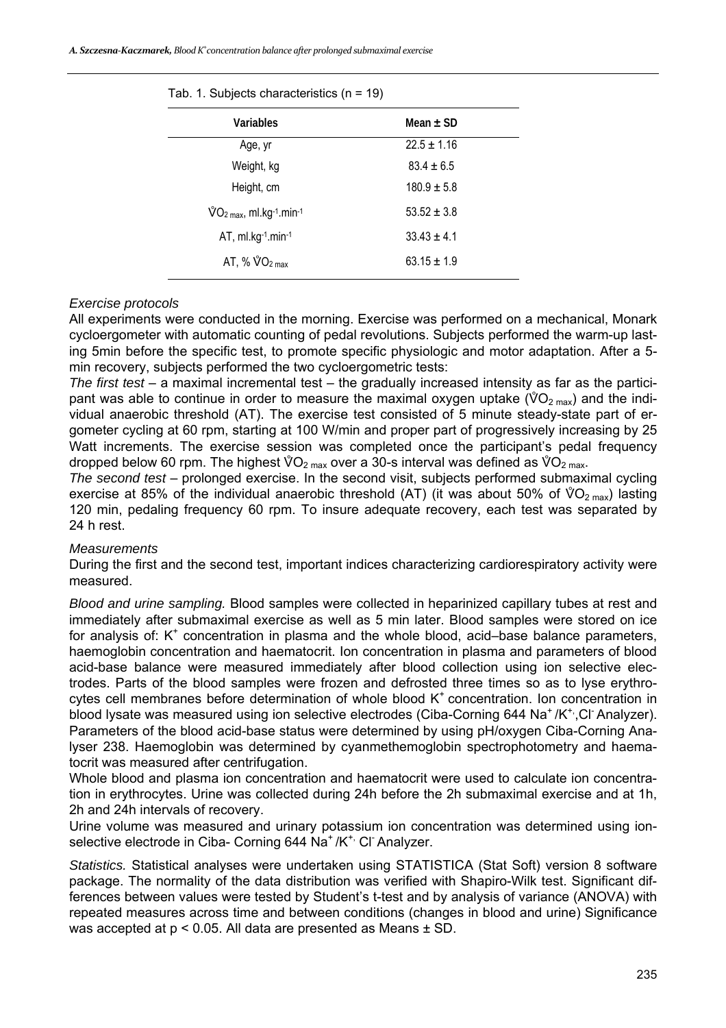Tab. 1. Subjects characteristics (n = 19)

| Variables | Mean ± SD |
|---|---|
| Age, yr | 22.5 ± 1.16 |
| Weight, kg | 83.4 ± 6.5 |
| Height, cm | 180.9 ± 5.8 |
| $\dot{V}O_{2\,max}$, $ml.kg^{-1}.min^{-1}$ | 53.52 ± 3.8 |
| AT, $ml.kg^{-1}.min^{-1}$ | 33.43 ± 4.1 |
| AT, % $\dot{V}O_{2\,max}$ | 63.15 ± 1.9 |

*Exercise protocols*

All experiments were conducted in the morning. Exercise was performed on a mechanical, Monark cycloergometer with automatic counting of pedal revolutions. Subjects performed the warm-up lasting 5min before the specific test, to promote specific physiologic and motor adaptation. After a 5-min recovery, subjects performed the two cycloergometric tests:

*The first test* – a maximal incremental test – the gradually increased intensity as far as the participant was able to continue in order to measure the maximal oxygen uptake ($\dot{V}O_{2\,max}$) and the individual anaerobic threshold (AT). The exercise test consisted of 5 minute steady-state part of ergometer cycling at 60 rpm, starting at 100 W/min and proper part of progressively increasing by 25 Watt increments. The exercise session was completed once the participant's pedal frequency dropped below 60 rpm. The highest $\dot{V}O_{2\,max}$ over a 30-s interval was defined as $\dot{V}O_{2\,max}$.

*The second test* – prolonged exercise. In the second visit, subjects performed submaximal cycling exercise at 85% of the individual anaerobic threshold (AT) (it was about 50% of $\dot{V}O_{2\,max}$) lasting 120 min, pedaling frequency 60 rpm. To insure adequate recovery, each test was separated by 24 h rest.

*Measurements*

During the first and the second test, important indices characterizing cardiorespiratory activity were measured.

*Blood and urine sampling.* Blood samples were collected in heparinized capillary tubes at rest and immediately after submaximal exercise as well as 5 min later. Blood samples were stored on ice for analysis of: $K^+$ concentration in plasma and the whole blood, acid–base balance parameters, haemoglobin concentration and haematocrit. Ion concentration in plasma and parameters of blood acid-base balance were measured immediately after blood collection using ion selective electrodes. Parts of the blood samples were frozen and defrosted three times so as to lyse erythrocytes cell membranes before determination of whole blood $K^+$ concentration. Ion concentration in blood lysate was measured using ion selective electrodes (Ciba-Corning 644 $Na^+$/$K^+$,$Cl^-$ Analyzer). Parameters of the blood acid-base status were determined by using pH/oxygen Ciba-Corning Analyser 238. Haemoglobin was determined by cyanmethemoglobin spectrophotometry and haematocrit was measured after centrifugation.

Whole blood and plasma ion concentration and haematocrit were used to calculate ion concentration in erythrocytes. Urine was collected during 24h before the 2h submaximal exercise and at 1h, 2h and 24h intervals of recovery.

Urine volume was measured and urinary potassium ion concentration was determined using ion-selective electrode in Ciba- Corning 644 $Na^+$/$K^+$, $Cl^-$ Analyzer.

*Statistics.* Statistical analyses were undertaken using STATISTICA (Stat Soft) version 8 software package. The normality of the data distribution was verified with Shapiro-Wilk test. Significant differences between values were tested by Student's t-test and by analysis of variance (ANOVA) with repeated measures across time and between conditions (changes in blood and urine) Significance was accepted at $p < 0.05$. All data are presented as Means ± SD.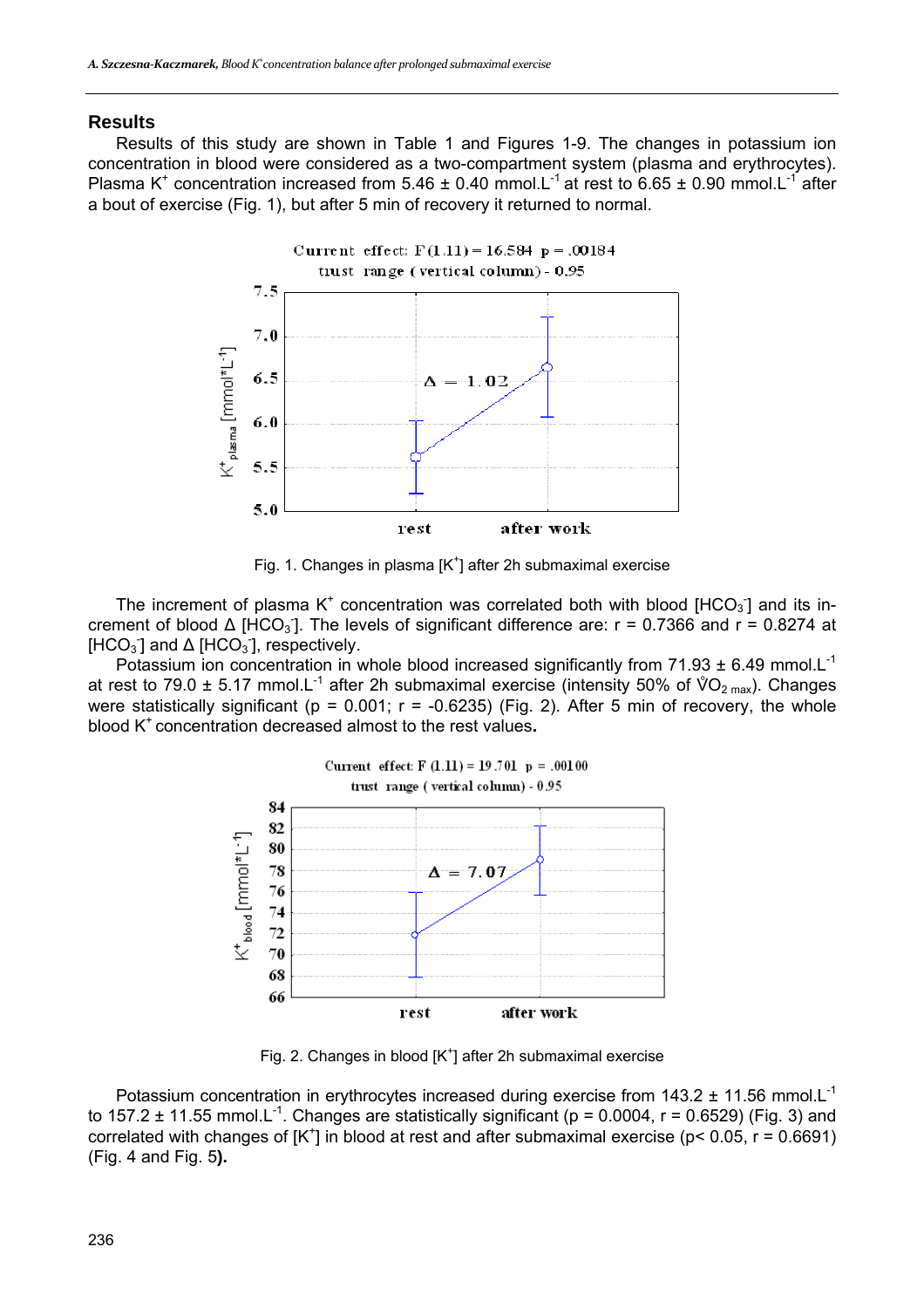## Results

Results of this study are shown in Table 1 and Figures 1-9. The changes in potassium ion concentration in blood were considered as a two-compartment system (plasma and erythrocytes). Plasma $K^+$ concentration increased from 5.46 ± 0.40 mmol.$L^{-1}$ at rest to 6.65 ± 0.90 mmol.$L^{-1}$ after a bout of exercise (Fig. 1), but after 5 min of recovery it returned to normal.

Fig. 1. Changes in plasma $[K^+]$ after 2h submaximal exercise

The increment of plasma $K^+$ concentration was correlated both with blood $[HCO_3^-]$ and its increment of blood Δ $[HCO_3^-]$. The levels of significant difference are: r = 0.7366 and r = 0.8274 at $[HCO_3^-]$ and Δ $[HCO_3^-]$, respectively.

Potassium ion concentration in whole blood increased significantly from 71.93 ± 6.49 mmol.$L^{-1}$ at rest to 79.0 ± 5.17 mmol.$L^{-1}$ after 2h submaximal exercise (intensity 50% of $\dot{V}O_{2\ max}$). Changes were statistically significant (p = 0.001; r = -0.6235) (Fig. 2). After 5 min of recovery, the whole blood $K^+$ concentration decreased almost to the rest values**.**

Fig. 2. Changes in blood $[K^+]$ after 2h submaximal exercise

Potassium concentration in erythrocytes increased during exercise from 143.2 ± 11.56 mmol.$L^{-1}$ to 157.2 ± 11.55 mmol.$L^{-1}$. Changes are statistically significant (p = 0.0004, r = 0.6529) (Fig. 3) and correlated with changes of $[K^+]$ in blood at rest and after submaximal exercise (p< 0.05, r = 0.6691) (Fig. 4 and Fig. 5**).**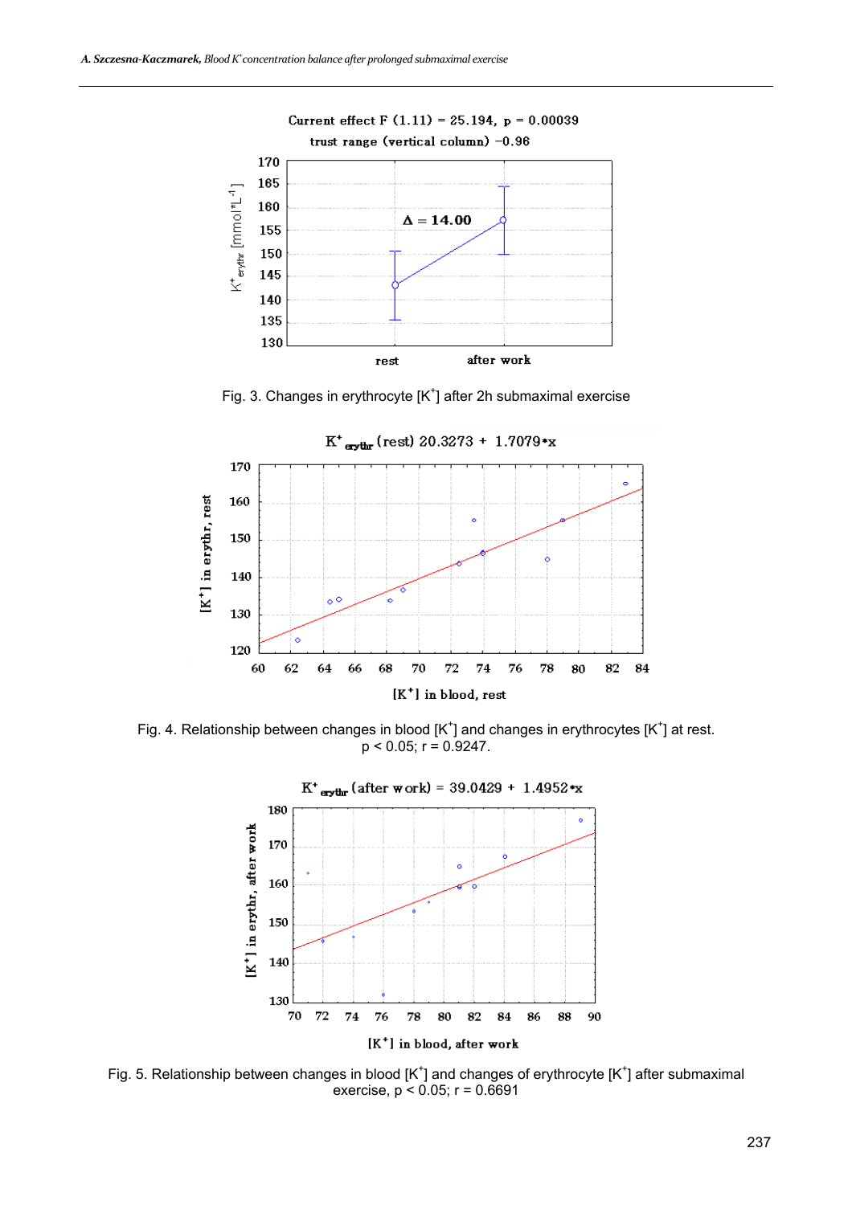Fig. 3. Changes in erythrocyte [$K^+$] after 2h submaximal exercise

Fig. 4. Relationship between changes in blood [$K^+$] and changes in erythrocytes [$K^+$] at rest. $p < 0.05$; $r = 0.9247$.

Fig. 5. Relationship between changes in blood [$K^+$] and changes of erythrocyte [$K^+$] after submaximal exercise, $p < 0.05$; $r = 0.6691$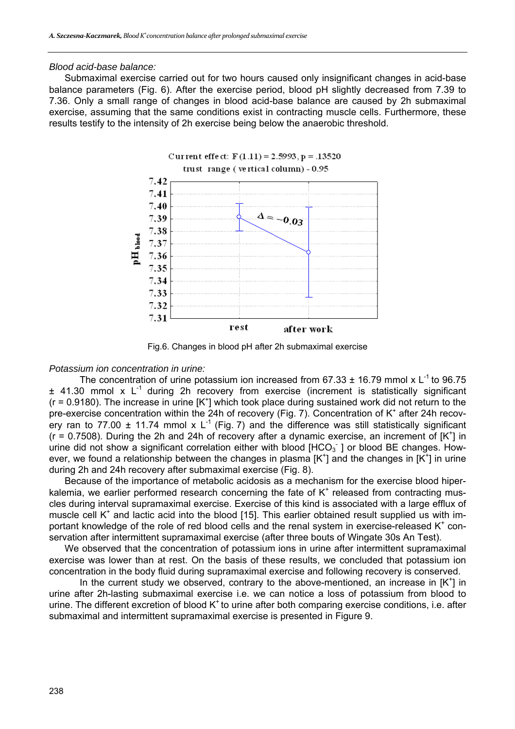*Blood acid-base balance:*

Submaximal exercise carried out for two hours caused only insignificant changes in acid-base balance parameters (Fig. 6). After the exercise period, blood pH slightly decreased from 7.39 to 7.36. Only a small range of changes in blood acid-base balance are caused by 2h submaximal exercise, assuming that the same conditions exist in contracting muscle cells. Furthermore, these results testify to the intensity of 2h exercise being below the anaerobic threshold.

Fig.6. Changes in blood pH after 2h submaximal exercise

*Potassium ion concentration in urine:*

The concentration of urine potassium ion increased from 67.33 ± 16.79 mmol x $L^{-1}$ to 96.75 ± 41.30 mmol x $L^{-1}$ during 2h recovery from exercise (increment is statistically significant (r = 0.9180). The increase in urine [$K^+$] which took place during sustained work did not return to the pre-exercise concentration within the 24h of recovery (Fig. 7). Concentration of $K^+$ after 24h recovery ran to 77.00 ± 11.74 mmol x $L^{-1}$ (Fig. 7) and the difference was still statistically significant (r = 0.7508). During the 2h and 24h of recovery after a dynamic exercise, an increment of [$K^+$] in urine did not show a significant correlation either with blood [$HCO_3^-$ ] or blood BE changes. However, we found a relationship between the changes in plasma [$K^+$] and the changes in [$K^+$] in urine during 2h and 24h recovery after submaximal exercise (Fig. 8).

Because of the importance of metabolic acidosis as a mechanism for the exercise blood hiperkalemia, we earlier performed research concerning the fate of $K^+$ released from contracting muscles during interval supramaximal exercise. Exercise of this kind is associated with a large efflux of muscle cell $K^+$ and lactic acid into the blood [15]. This earlier obtained result supplied us with important knowledge of the role of red blood cells and the renal system in exercise-released $K^+$ conservation after intermittent supramaximal exercise (after three bouts of Wingate 30s An Test).

We observed that the concentration of potassium ions in urine after intermittent supramaximal exercise was lower than at rest. On the basis of these results, we concluded that potassium ion concentration in the body fluid during supramaximal exercise and following recovery is conserved.

In the current study we observed, contrary to the above-mentioned, an increase in [$K^+$] in urine after 2h-lasting submaximal exercise i.e. we can notice a loss of potassium from blood to urine. The different excretion of blood $K^+$ to urine after both comparing exercise conditions, i.e. after submaximal and intermittent supramaximal exercise is presented in Figure 9.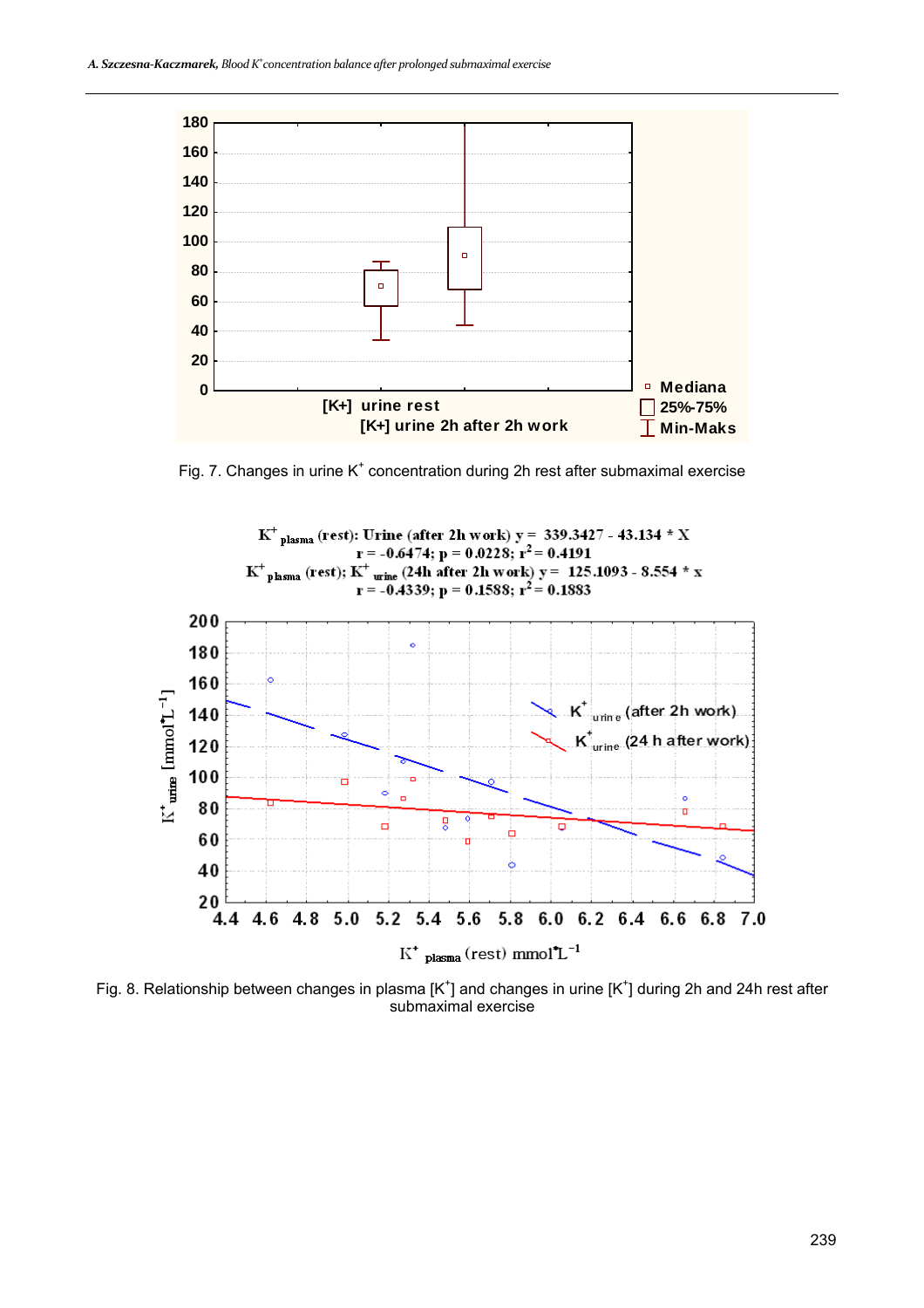Fig. 7. Changes in urine $K^+$ concentration during 2h rest after submaximal exercise

Fig. 8. Relationship between changes in plasma $[K^+]$ and changes in urine $[K^+]$ during 2h and 24h rest after submaximal exercise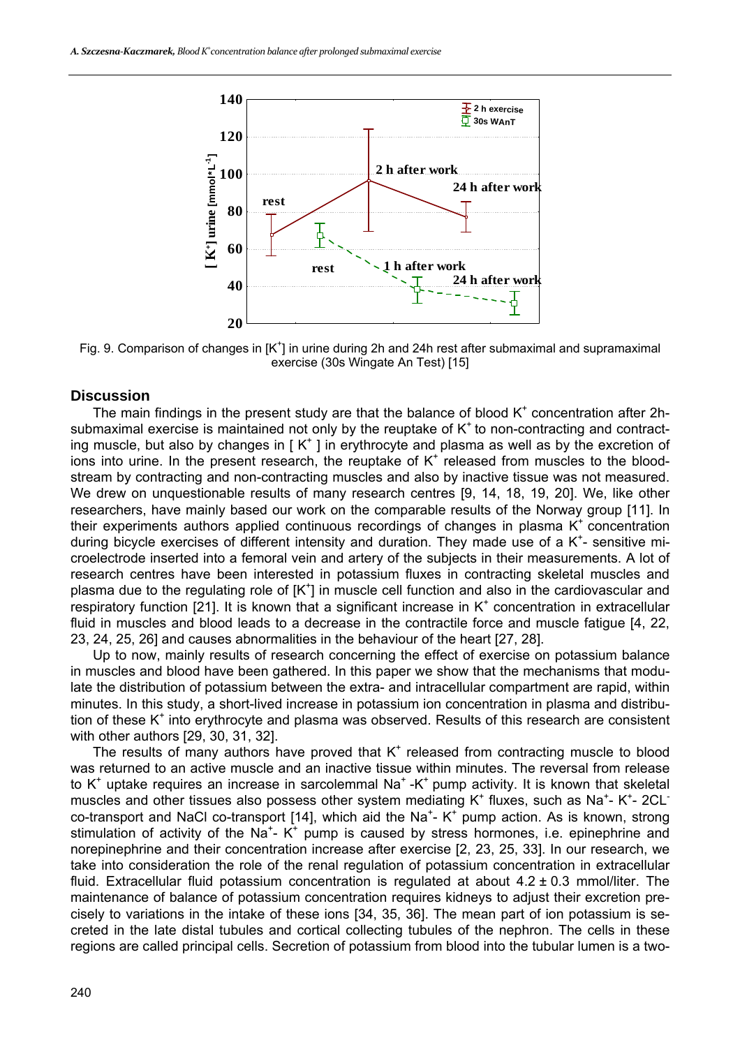Fig. 9. Comparison of changes in $[K^+]$ in urine during 2h and 24h rest after submaximal and supramaximal exercise (30s Wingate An Test) [15]

## Discussion

The main findings in the present study are that the balance of blood $K^+$ concentration after 2h-submaximal exercise is maintained not only by the reuptake of $K^+$ to non-contracting and contracting muscle, but also by changes in $[K^+]$ in erythrocyte and plasma as well as by the excretion of ions into urine. In the present research, the reuptake of $K^+$ released from muscles to the bloodstream by contracting and non-contracting muscles and also by inactive tissue was not measured. We drew on unquestionable results of many research centres [9, 14, 18, 19, 20]. We, like other researchers, have mainly based our work on the comparable results of the Norway group [11]. In their experiments authors applied continuous recordings of changes in plasma $K^+$ concentration during bicycle exercises of different intensity and duration. They made use of a $K^+$- sensitive microelectrode inserted into a femoral vein and artery of the subjects in their measurements. A lot of research centres have been interested in potassium fluxes in contracting skeletal muscles and plasma due to the regulating role of $[K^+]$ in muscle cell function and also in the cardiovascular and respiratory function [21]. It is known that a significant increase in $K^+$ concentration in extracellular fluid in muscles and blood leads to a decrease in the contractile force and muscle fatigue [4, 22, 23, 24, 25, 26] and causes abnormalities in the behaviour of the heart [27, 28].

Up to now, mainly results of research concerning the effect of exercise on potassium balance in muscles and blood have been gathered. In this paper we show that the mechanisms that modulate the distribution of potassium between the extra- and intracellular compartment are rapid, within minutes. In this study, a short-lived increase in potassium ion concentration in plasma and distribution of these $K^+$ into erythrocyte and plasma was observed. Results of this research are consistent with other authors [29, 30, 31, 32].

The results of many authors have proved that $K^+$ released from contracting muscle to blood was returned to an active muscle and an inactive tissue within minutes. The reversal from release to $K^+$ uptake requires an increase in sarcolemmal $Na^+$-$K^+$ pump activity. It is known that skeletal muscles and other tissues also possess other system mediating $K^+$ fluxes, such as $Na^+$- $K^+$- $2CL^-$ co-transport and NaCl co-transport [14], which aid the $Na^+$- $K^+$ pump action. As is known, strong stimulation of activity of the $Na^+$- $K^+$ pump is caused by stress hormones, i.e. epinephrine and norepinephrine and their concentration increase after exercise [2, 23, 25, 33]. In our research, we take into consideration the role of the renal regulation of potassium concentration in extracellular fluid. Extracellular fluid potassium concentration is regulated at about $4.2 \pm 0.3$ mmol/liter. The maintenance of balance of potassium concentration requires kidneys to adjust their excretion precisely to variations in the intake of these ions [34, 35, 36]. The mean part of ion potassium is secreted in the late distal tubules and cortical collecting tubules of the nephron. The cells in these regions are called principal cells. Secretion of potassium from blood into the tubular lumen is a two-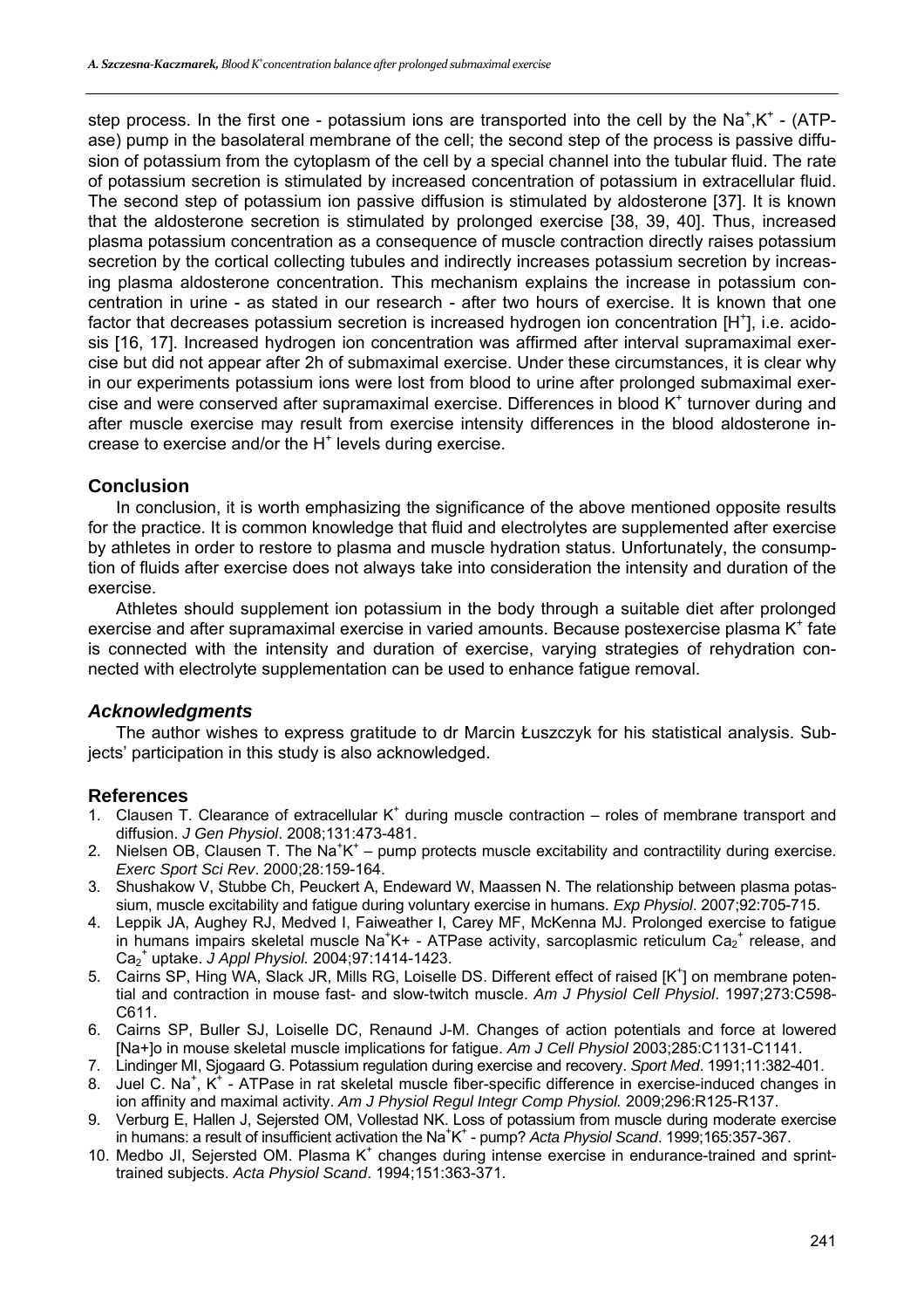step process. In the first one - potassium ions are transported into the cell by the $Na^+,K^+$ - (ATP-ase) pump in the basolateral membrane of the cell; the second step of the process is passive diffusion of potassium from the cytoplasm of the cell by a special channel into the tubular fluid. The rate of potassium secretion is stimulated by increased concentration of potassium in extracellular fluid. The second step of potassium ion passive diffusion is stimulated by aldosterone [37]. It is known that the aldosterone secretion is stimulated by prolonged exercise [38, 39, 40]. Thus, increased plasma potassium concentration as a consequence of muscle contraction directly raises potassium secretion by the cortical collecting tubules and indirectly increases potassium secretion by increasing plasma aldosterone concentration. This mechanism explains the increase in potassium concentration in urine - as stated in our research - after two hours of exercise. It is known that one factor that decreases potassium secretion is increased hydrogen ion concentration [$H^+$], i.e. acidosis [16, 17]. Increased hydrogen ion concentration was affirmed after interval supramaximal exercise but did not appear after 2h of submaximal exercise. Under these circumstances, it is clear why in our experiments potassium ions were lost from blood to urine after prolonged submaximal exercise and were conserved after supramaximal exercise. Differences in blood $K^+$ turnover during and after muscle exercise may result from exercise intensity differences in the blood aldosterone increase to exercise and/or the $H^+$ levels during exercise.

## Conclusion

In conclusion, it is worth emphasizing the significance of the above mentioned opposite results for the practice. It is common knowledge that fluid and electrolytes are supplemented after exercise by athletes in order to restore to plasma and muscle hydration status. Unfortunately, the consumption of fluids after exercise does not always take into consideration the intensity and duration of the exercise.

Athletes should supplement ion potassium in the body through a suitable diet after prolonged exercise and after supramaximal exercise in varied amounts. Because postexercise plasma $K^+$ fate is connected with the intensity and duration of exercise, varying strategies of rehydration connected with electrolyte supplementation can be used to enhance fatigue removal.

### *Acknowledgments*

The author wishes to express gratitude to dr Marcin Łuszczyk for his statistical analysis. Subjects' participation in this study is also acknowledged.

## References

1. Clausen T. Clearance of extracellular $K^+$ during muscle contraction – roles of membrane transport and diffusion. *J Gen Physiol*. 2008;131:473-481.
2. Nielsen OB, Clausen T. The $Na^+K^+$ – pump protects muscle excitability and contractility during exercise. *Exerc Sport Sci Rev*. 2000;28:159-164.
3. Shushakow V, Stubbe Ch, Peuckert A, Endeward W, Maassen N. The relationship between plasma potassium, muscle excitability and fatigue during voluntary exercise in humans. *Exp Physiol*. 2007;92:705-715.
4. Leppik JA, Aughey RJ, Medved I, Faiweather I, Carey MF, McKenna MJ. Prolonged exercise to fatigue in humans impairs skeletal muscle $Na^+K+$ - ATPase activity, sarcoplasmic reticulum $Ca_2^+$ release, and $Ca_2^+$ uptake. *J Appl Physiol.* 2004;97:1414-1423.
5. Cairns SP, Hing WA, Slack JR, Mills RG, Loiselle DS. Different effect of raised [$K^+$] on membrane potential and contraction in mouse fast- and slow-twitch muscle. *Am J Physiol Cell Physiol*. 1997;273:C598-C611.
6. Cairns SP, Buller SJ, Loiselle DC, Renaund J-M. Changes of action potentials and force at lowered [Na+]o in mouse skeletal muscle implications for fatigue. *Am J Cell Physiol* 2003;285:C1131-C1141.
7. Lindinger MI, Sjogaard G. Potassium regulation during exercise and recovery. *Sport Med*. 1991;11:382-401.
8. Juel C. $Na^+$, $K^+$ - ATPase in rat skeletal muscle fiber-specific difference in exercise-induced changes in ion affinity and maximal activity. *Am J Physiol Regul Integr Comp Physiol.* 2009;296:R125-R137.
9. Verburg E, Hallen J, Sejersted OM, Vollestad NK. Loss of potassium from muscle during moderate exercise in humans: a result of insufficient activation the $Na^+K^+$ - pump? *Acta Physiol Scand*. 1999;165:357-367.
10. Medbo JI, Sejersted OM. Plasma $K^+$ changes during intense exercise in endurance-trained and sprint-trained subjects. *Acta Physiol Scand*. 1994;151:363-371.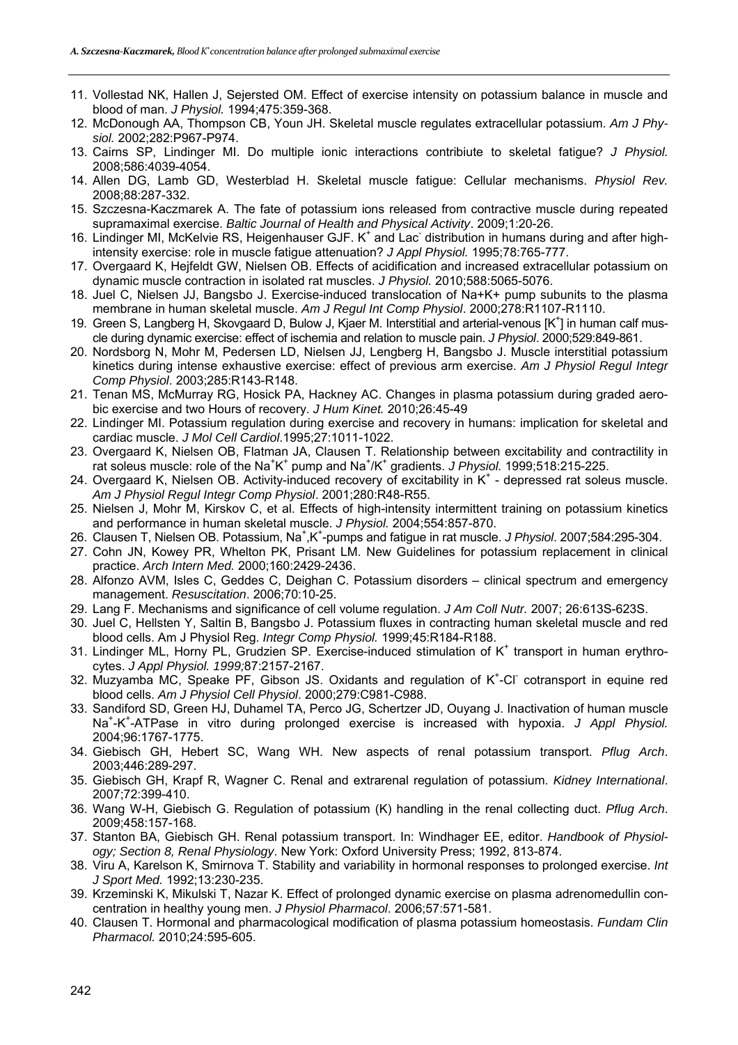11. Vollestad NK, Hallen J, Sejersted OM. Effect of exercise intensity on potassium balance in muscle and blood of man. *J Physiol.* 1994;475:359-368.
12. McDonough AA, Thompson CB, Youn JH. Skeletal muscle regulates extracellular potassium. *Am J Physiol.* 2002;282:P967-P974.
13. Cairns SP, Lindinger MI. Do multiple ionic interactions contribiute to skeletal fatigue? *J Physiol.* 2008;586:4039-4054.
14. Allen DG, Lamb GD, Westerblad H. Skeletal muscle fatigue: Cellular mechanisms. *Physiol Rev.* 2008;88:287-332.
15. Szczesna-Kaczmarek A. The fate of potassium ions released from contractive muscle during repeated supramaximal exercise. *Baltic Journal of Health and Physical Activity*. 2009;1:20-26.
16. Lindinger MI, McKelvie RS, Heigenhauser GJF. $K^+$ and $Lac^-$ distribution in humans during and after high-intensity exercise: role in muscle fatigue attenuation? *J Appl Physiol.* 1995;78:765-777.
17. Overgaard K, Hejfeldt GW, Nielsen OB. Effects of acidification and increased extracellular potassium on dynamic muscle contraction in isolated rat muscles. *J Physiol.* 2010;588:5065-5076.
18. Juel C, Nielsen JJ, Bangsbo J. Exercise-induced translocation of Na+K+ pump subunits to the plasma membrane in human skeletal muscle. *Am J Regul Int Comp Physiol*. 2000;278:R1107-R1110.
19. Green S, Langberg H, Skovgaard D, Bulow J, Kjaer M. Interstitial and arterial-venous $[K^+]$ in human calf muscle during dynamic exercise: effect of ischemia and relation to muscle pain. *J Physiol*. 2000;529:849-861.
20. Nordsborg N, Mohr M, Pedersen LD, Nielsen JJ, Lengberg H, Bangsbo J. Muscle interstitial potassium kinetics during intense exhaustive exercise: effect of previous arm exercise. *Am J Physiol Regul Integr Comp Physiol*. 2003;285:R143-R148.
21. Tenan MS, McMurray RG, Hosick PA, Hackney AC. Changes in plasma potassium during graded aerobic exercise and two Hours of recovery. *J Hum Kinet.* 2010;26:45-49
22. Lindinger MI. Potassium regulation during exercise and recovery in humans: implication for skeletal and cardiac muscle. *J Mol Cell Cardiol*.1995;27:1011-1022.
23. Overgaard K, Nielsen OB, Flatman JA, Clausen T. Relationship between excitability and contractility in rat soleus muscle: role of the $Na^+K^+$ pump and $Na^+/K^+$ gradients. *J Physiol.* 1999;518:215-225.
24. Overgaard K, Nielsen OB. Activity-induced recovery of excitability in $K^+$ - depressed rat soleus muscle. *Am J Physiol Regul Integr Comp Physiol*. 2001;280:R48-R55.
25. Nielsen J, Mohr M, Kirskov C, et al. Effects of high-intensity intermittent training on potassium kinetics and performance in human skeletal muscle. *J Physiol.* 2004;554:857-870.
26. Clausen T, Nielsen OB. Potassium, $Na^+$,$K^+$-pumps and fatigue in rat muscle. *J Physiol*. 2007;584:295-304.
27. Cohn JN, Kowey PR, Whelton PK, Prisant LM. New Guidelines for potassium replacement in clinical practice. *Arch Intern Med.* 2000;160:2429-2436.
28. Alfonzo AVM, Isles C, Geddes C, Deighan C. Potassium disorders – clinical spectrum and emergency management. *Resuscitation*. 2006;70:10-25.
29. Lang F. Mechanisms and significance of cell volume regulation. *J Am Coll Nutr.* 2007; 26:613S-623S.
30. Juel C, Hellsten Y, Saltin B, Bangsbo J. Potassium fluxes in contracting human skeletal muscle and red blood cells. Am J Physiol Reg. *Integr Comp Physiol.* 1999;45:R184-R188.
31. Lindinger ML, Horny PL, Grudzien SP. Exercise-induced stimulation of $K^+$ transport in human erythrocytes. *J Appl Physiol. 1999;*87:2157-2167.
32. Muzyamba MC, Speake PF, Gibson JS. Oxidants and regulation of $K^+$-$Cl^-$ cotransport in equine red blood cells. *Am J Physiol Cell Physiol*. 2000;279:C981-C988.
33. Sandiford SD, Green HJ, Duhamel TA, Perco JG, Schertzer JD, Ouyang J. Inactivation of human muscle $Na^+$-$K^+$-ATPase in vitro during prolonged exercise is increased with hypoxia. *J Appl Physiol.* 2004;96:1767-1775.
34. Giebisch GH, Hebert SC, Wang WH. New aspects of renal potassium transport. *Pflug Arch*. 2003;446:289-297.
35. Giebisch GH, Krapf R, Wagner C. Renal and extrarenal regulation of potassium. *Kidney International*. 2007;72:399-410.
36. Wang W-H, Giebisch G. Regulation of potassium (K) handling in the renal collecting duct. *Pflug Arch*. 2009;458:157-168.
37. Stanton BA, Giebisch GH. Renal potassium transport. In: Windhager EE, editor. *Handbook of Physiology; Section 8, Renal Physiology*. New York: Oxford University Press; 1992, 813-874.
38. Viru A, Karelson K, Smirnova T. Stability and variability in hormonal responses to prolonged exercise. *Int J Sport Med.* 1992;13:230-235.
39. Krzeminski K, Mikulski T, Nazar K. Effect of prolonged dynamic exercise on plasma adrenomedullin concentration in healthy young men. *J Physiol Pharmacol*. 2006;57:571-581.
40. Clausen T. Hormonal and pharmacological modification of plasma potassium homeostasis. *Fundam Clin Pharmacol.* 2010;24:595-605.